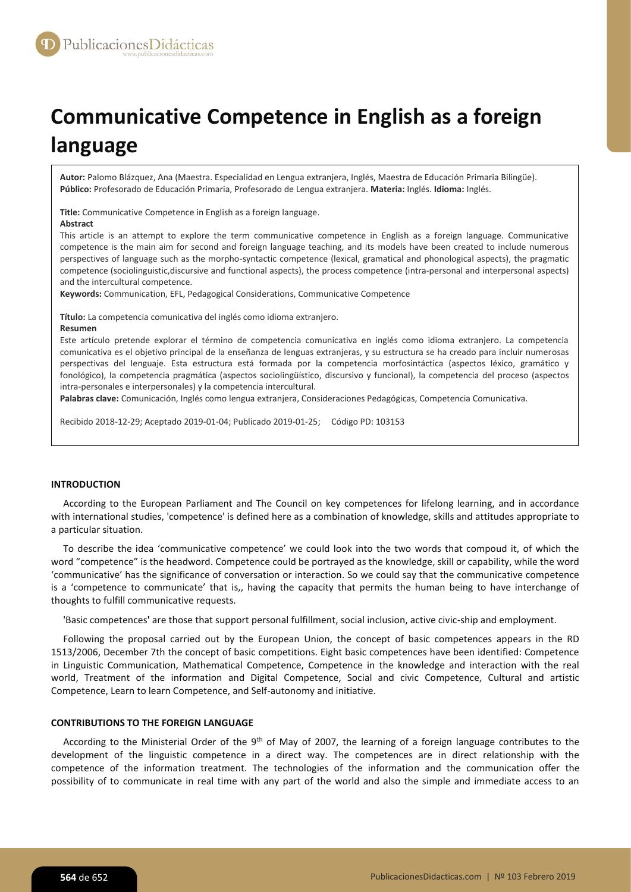# Communicative Competence in English as a foreign language

**Autor:** Palomo Blázquez, Ana (Maestra. Especialidad en Lengua extranjera, Inglés, Maestra de Educación Primaria Bilingüe).
**Público:** Profesorado de Educación Primaria, Profesorado de Lengua extranjera. **Materia:** Inglés. **Idioma:** Inglés.

**Title:** Communicative Competence in English as a foreign language.
**Abstract**
This article is an attempt to explore the term communicative competence in English as a foreign language. Communicative competence is the main aim for second and foreign language teaching, and its models have been created to include numerous perspectives of language such as the morpho-syntactic competence (lexical, gramatical and phonological aspects), the pragmatic competence (sociolinguistic,discursive and functional aspects), the process competence (intra-personal and interpersonal aspects) and the intercultural competence.
**Keywords:** Communication, EFL, Pedagogical Considerations, Communicative Competence

**Título:** La competencia comunicativa del inglés como idioma extranjero.
**Resumen**
Este artículo pretende explorar el término de competencia comunicativa en inglés como idioma extranjero. La competencia comunicativa es el objetivo principal de la enseñanza de lenguas extranjeras, y su estructura se ha creado para incluir numerosas perspectivas del lenguaje. Esta estructura está formada por la competencia morfosintáctica (aspectos léxico, gramático y fonológico), la competencia pragmática (aspectos sociolingüístico, discursivo y funcional), la competencia del proceso (aspectos intra-personales e interpersonales) y la competencia intercultural.
**Palabras clave:** Comunicación, Inglés como lengua extranjera, Consideraciones Pedagógicas, Competencia Comunicativa.

Recibido 2018-12-29; Aceptado 2019-01-04; Publicado 2019-01-25; Código PD: 103153

## INTRODUCTION

According to the European Parliament and The Council on key competences for lifelong learning, and in accordance with international studies, 'competence' is defined here as a combination of knowledge, skills and attitudes appropriate to a particular situation.

To describe the idea 'communicative competence' we could look into the two words that compound it, of which the word "competence" is the headword. Competence could be portrayed as the knowledge, skill or capability, while the word 'communicative' has the significance of conversation or interaction. So we could say that the communicative competence is a 'competence to communicate' that is,, having the capacity that permits the human being to have interchange of thoughts to fulfill communicative requests.

'Basic competences' are those that support personal fulfillment, social inclusion, active civic-ship and employment.

Following the proposal carried out by the European Union, the concept of basic competences appears in the RD 1513/2006, December 7th the concept of basic competitions. Eight basic competences have been identified: Competence in Linguistic Communication, Mathematical Competence, Competence in the knowledge and interaction with the real world, Treatment of the information and Digital Competence, Social and civic Competence, Cultural and artistic Competence, Learn to learn Competence, and Self-autonomy and initiative.

## CONTRIBUTIONS TO THE FOREIGN LANGUAGE

According to the Ministerial Order of the 9th of May of 2007, the learning of a foreign language contributes to the development of the linguistic competence in a direct way. The competences are in direct relationship with the competence of the information treatment. The technologies of the information and the communication offer the possibility of to communicate in real time with any part of the world and also the simple and immediate access to an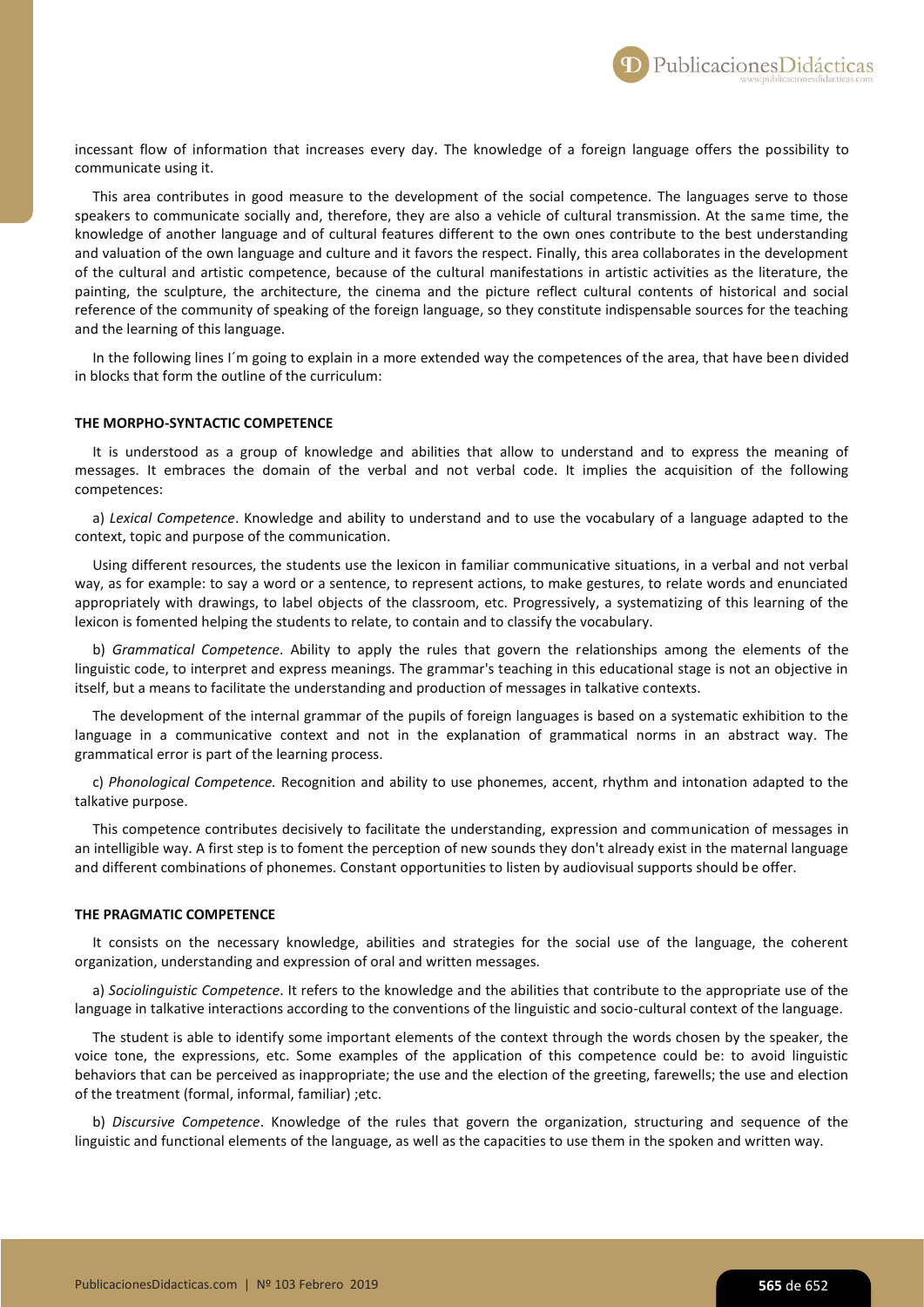incessant flow of information that increases every day. The knowledge of a foreign language offers the possibility to communicate using it.

This area contributes in good measure to the development of the social competence. The languages serve to those speakers to communicate socially and, therefore, they are also a vehicle of cultural transmission. At the same time, the knowledge of another language and of cultural features different to the own ones contribute to the best understanding and valuation of the own language and culture and it favors the respect. Finally, this area collaborates in the development of the cultural and artistic competence, because of the cultural manifestations in artistic activities as the literature, the painting, the sculpture, the architecture, the cinema and the picture reflect cultural contents of historical and social reference of the community of speaking of the foreign language, so they constitute indispensable sources for the teaching and the learning of this language.

In the following lines I´m going to explain in a more extended way the competences of the area, that have been divided in blocks that form the outline of the curriculum:

### THE MORPHO-SYNTACTIC COMPETENCE

It is understood as a group of knowledge and abilities that allow to understand and to express the meaning of messages. It embraces the domain of the verbal and not verbal code. It implies the acquisition of the following competences:

a) *Lexical Competence*. Knowledge and ability to understand and to use the vocabulary of a language adapted to the context, topic and purpose of the communication.

Using different resources, the students use the lexicon in familiar communicative situations, in a verbal and not verbal way, as for example: to say a word or a sentence, to represent actions, to make gestures, to relate words and enunciated appropriately with drawings, to label objects of the classroom, etc. Progressively, a systematizing of this learning of the lexicon is fomented helping the students to relate, to contain and to classify the vocabulary.

b) *Grammatical Competence*. Ability to apply the rules that govern the relationships among the elements of the linguistic code, to interpret and express meanings. The grammar's teaching in this educational stage is not an objective in itself, but a means to facilitate the understanding and production of messages in talkative contexts.

The development of the internal grammar of the pupils of foreign languages is based on a systematic exhibition to the language in a communicative context and not in the explanation of grammatical norms in an abstract way. The grammatical error is part of the learning process.

c) *Phonological Competence.* Recognition and ability to use phonemes, accent, rhythm and intonation adapted to the talkative purpose.

This competence contributes decisively to facilitate the understanding, expression and communication of messages in an intelligible way. A first step is to foment the perception of new sounds they don't already exist in the maternal language and different combinations of phonemes. Constant opportunities to listen by audiovisual supports should be offer.

### THE PRAGMATIC COMPETENCE

It consists on the necessary knowledge, abilities and strategies for the social use of the language, the coherent organization, understanding and expression of oral and written messages.

a) *Sociolinguistic Competence*. It refers to the knowledge and the abilities that contribute to the appropriate use of the language in talkative interactions according to the conventions of the linguistic and socio-cultural context of the language.

The student is able to identify some important elements of the context through the words chosen by the speaker, the voice tone, the expressions, etc. Some examples of the application of this competence could be: to avoid linguistic behaviors that can be perceived as inappropriate; the use and the election of the greeting, farewells; the use and election of the treatment (formal, informal, familiar) ;etc.

b) *Discursive Competence*. Knowledge of the rules that govern the organization, structuring and sequence of the linguistic and functional elements of the language, as well as the capacities to use them in the spoken and written way.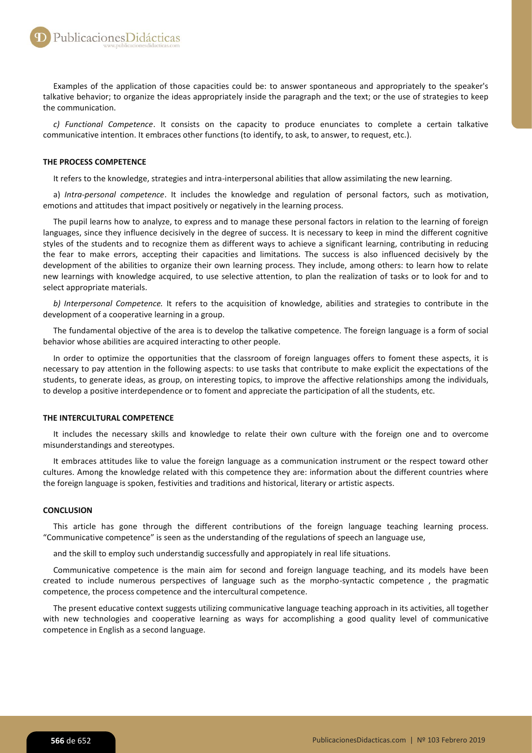Examples of the application of those capacities could be: to answer spontaneous and appropriately to the speaker's talkative behavior; to organize the ideas appropriately inside the paragraph and the text; or the use of strategies to keep the communication.

*c) Functional Competence*. It consists on the capacity to produce enunciates to complete a certain talkative communicative intention. It embraces other functions (to identify, to ask, to answer, to request, etc.).

**THE PROCESS COMPETENCE**

It refers to the knowledge, strategies and intra-interpersonal abilities that allow assimilating the new learning.

a) *Intra-personal competence*. It includes the knowledge and regulation of personal factors, such as motivation, emotions and attitudes that impact positively or negatively in the learning process.

The pupil learns how to analyze, to express and to manage these personal factors in relation to the learning of foreign languages, since they influence decisively in the degree of success. It is necessary to keep in mind the different cognitive styles of the students and to recognize them as different ways to achieve a significant learning, contributing in reducing the fear to make errors, accepting their capacities and limitations. The success is also influenced decisively by the development of the abilities to organize their own learning process. They include, among others: to learn how to relate new learnings with knowledge acquired, to use selective attention, to plan the realization of tasks or to look for and to select appropriate materials.

*b) Interpersonal Competence.* It refers to the acquisition of knowledge, abilities and strategies to contribute in the development of a cooperative learning in a group.

The fundamental objective of the area is to develop the talkative competence. The foreign language is a form of social behavior whose abilities are acquired interacting to other people.

In order to optimize the opportunities that the classroom of foreign languages offers to foment these aspects, it is necessary to pay attention in the following aspects: to use tasks that contribute to make explicit the expectations of the students, to generate ideas, as group, on interesting topics, to improve the affective relationships among the individuals, to develop a positive interdependence or to foment and appreciate the participation of all the students, etc.

**THE INTERCULTURAL COMPETENCE**

It includes the necessary skills and knowledge to relate their own culture with the foreign one and to overcome misunderstandings and stereotypes.

It embraces attitudes like to value the foreign language as a communication instrument or the respect toward other cultures. Among the knowledge related with this competence they are: information about the different countries where the foreign language is spoken, festivities and traditions and historical, literary or artistic aspects.

**CONCLUSION**

This article has gone through the different contributions of the foreign language teaching learning process. "Communicative competence" is seen as the understanding of the regulations of speech an language use,

and the skill to employ such understandig successfully and appropiately in real life situations.

Communicative competence is the main aim for second and foreign language teaching, and its models have been created to include numerous perspectives of language such as the morpho-syntactic competence , the pragmatic competence, the process competence and the intercultural competence.

The present educative context suggests utilizing communicative language teaching approach in its activities, all together with new technologies and cooperative learning as ways for accomplishing a good quality level of communicative competence in English as a second language.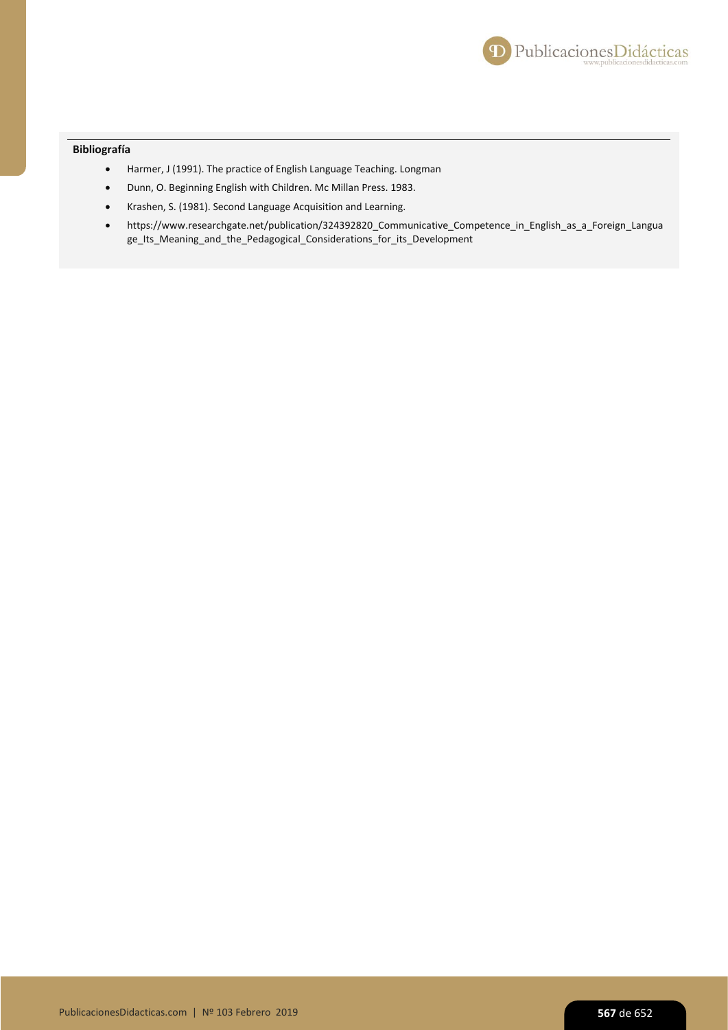**Bibliografía**

- Harmer, J (1991). The practice of English Language Teaching. Longman
- Dunn, O. Beginning English with Children. Mc Millan Press. 1983.
- Krashen, S. (1981). Second Language Acquisition and Learning.
- https://www.researchgate.net/publication/324392820_Communicative_Competence_in_English_as_a_Foreign_Language_Its_Meaning_and_the_Pedagogical_Considerations_for_its_Development